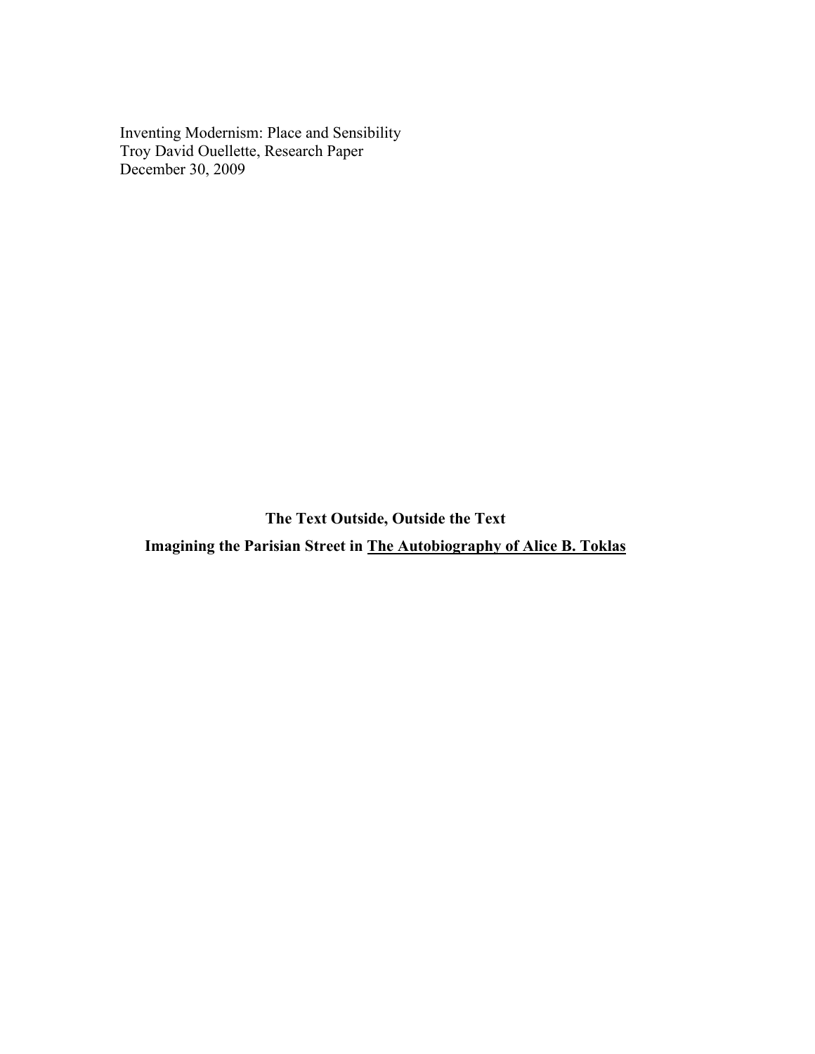Inventing Modernism: Place and Sensibility
Troy David Ouellette, Research Paper
December 30, 2009

# The Text Outside, Outside the Text

## Imagining the Parisian Street in The Autobiography of Alice B. Toklas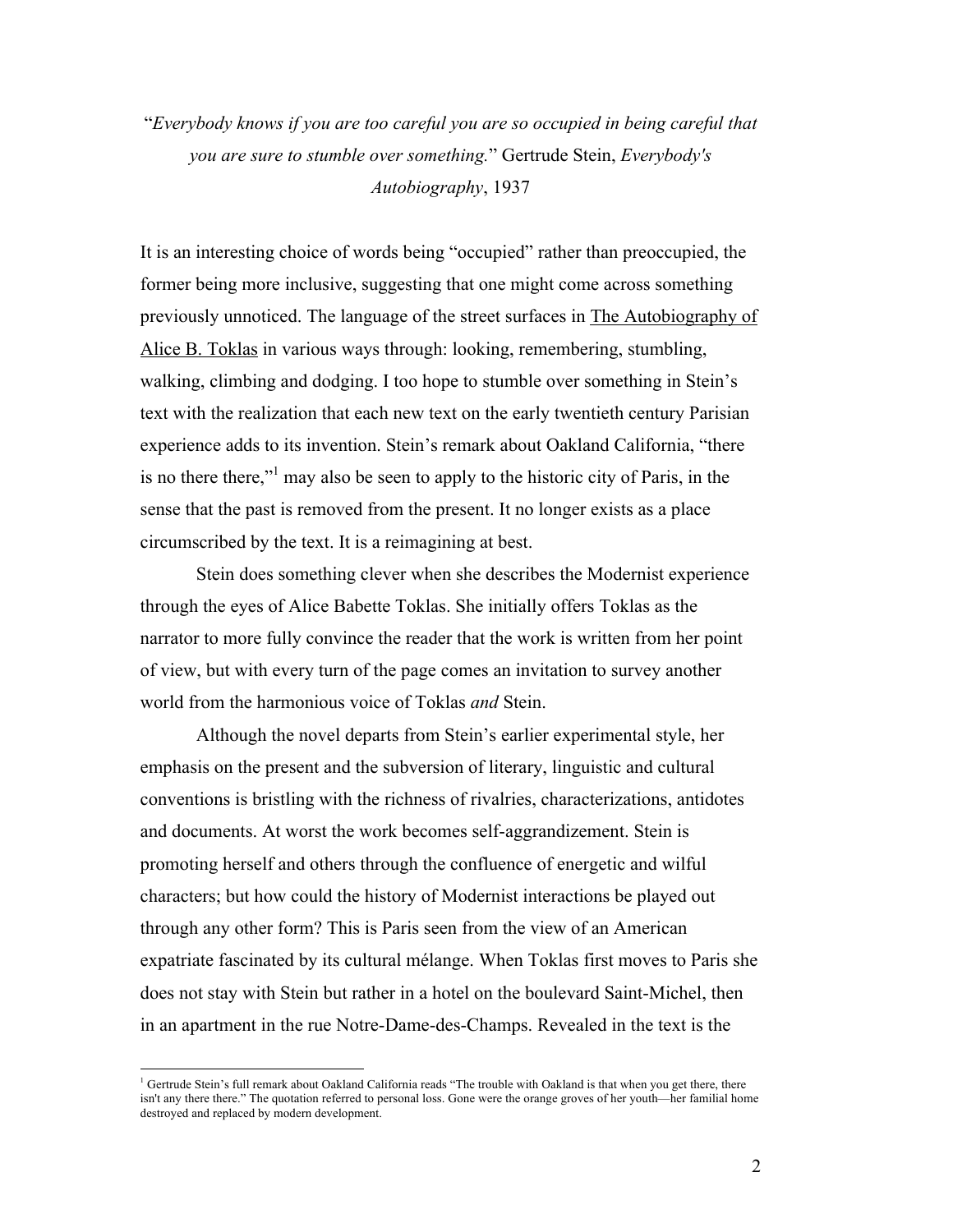"*Everybody knows if you are too careful you are so occupied in being careful that you are sure to stumble over something.*" Gertrude Stein, *Everybody's Autobiography*, 1937

It is an interesting choice of words being "occupied" rather than preoccupied, the former being more inclusive, suggesting that one might come across something previously unnoticed. The language of the street surfaces in The Autobiography of Alice B. Toklas in various ways through: looking, remembering, stumbling, walking, climbing and dodging. I too hope to stumble over something in Stein's text with the realization that each new text on the early twentieth century Parisian experience adds to its invention. Stein's remark about Oakland California, "there is no there there,"[1] may also be seen to apply to the historic city of Paris, in the sense that the past is removed from the present. It no longer exists as a place circumscribed by the text. It is a reimagining at best.

Stein does something clever when she describes the Modernist experience through the eyes of Alice Babette Toklas. She initially offers Toklas as the narrator to more fully convince the reader that the work is written from her point of view, but with every turn of the page comes an invitation to survey another world from the harmonious voice of Toklas *and* Stein.

Although the novel departs from Stein's earlier experimental style, her emphasis on the present and the subversion of literary, linguistic and cultural conventions is bristling with the richness of rivalries, characterizations, antidotes and documents. At worst the work becomes self-aggrandizement. Stein is promoting herself and others through the confluence of energetic and wilful characters; but how could the history of Modernist interactions be played out through any other form? This is Paris seen from the view of an American expatriate fascinated by its cultural mélange. When Toklas first moves to Paris she does not stay with Stein but rather in a hotel on the boulevard Saint-Michel, then in an apartment in the rue Notre-Dame-des-Champs. Revealed in the text is the

[1] Gertrude Stein's full remark about Oakland California reads "The trouble with Oakland is that when you get there, there isn't any there there." The quotation referred to personal loss. Gone were the orange groves of her youth—her familial home destroyed and replaced by modern development.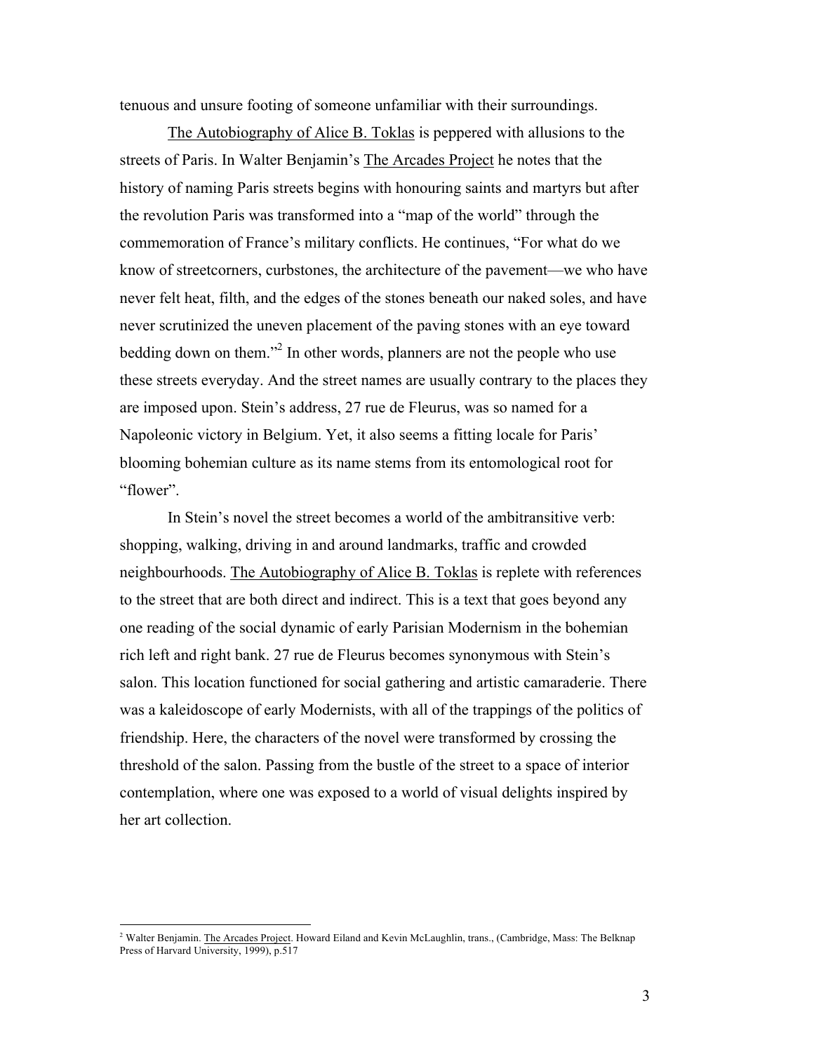tenuous and unsure footing of someone unfamiliar with their surroundings.

The Autobiography of Alice B. Toklas is peppered with allusions to the streets of Paris. In Walter Benjamin's The Arcades Project he notes that the history of naming Paris streets begins with honouring saints and martyrs but after the revolution Paris was transformed into a "map of the world" through the commemoration of France's military conflicts. He continues, "For what do we know of streetcorners, curbstones, the architecture of the pavement—we who have never felt heat, filth, and the edges of the stones beneath our naked soles, and have never scrutinized the uneven placement of the paving stones with an eye toward bedding down on them."[2] In other words, planners are not the people who use these streets everyday. And the street names are usually contrary to the places they are imposed upon. Stein's address, 27 rue de Fleurus, was so named for a Napoleonic victory in Belgium. Yet, it also seems a fitting locale for Paris' blooming bohemian culture as its name stems from its entomological root for "flower".

In Stein's novel the street becomes a world of the ambitransitive verb: shopping, walking, driving in and around landmarks, traffic and crowded neighbourhoods. The Autobiography of Alice B. Toklas is replete with references to the street that are both direct and indirect. This is a text that goes beyond any one reading of the social dynamic of early Parisian Modernism in the bohemian rich left and right bank. 27 rue de Fleurus becomes synonymous with Stein's salon. This location functioned for social gathering and artistic camaraderie. There was a kaleidoscope of early Modernists, with all of the trappings of the politics of friendship. Here, the characters of the novel were transformed by crossing the threshold of the salon. Passing from the bustle of the street to a space of interior contemplation, where one was exposed to a world of visual delights inspired by her art collection.

---

[2] Walter Benjamin. The Arcades Project. Howard Eiland and Kevin McLaughlin, trans., (Cambridge, Mass: The Belknap Press of Harvard University, 1999), p.517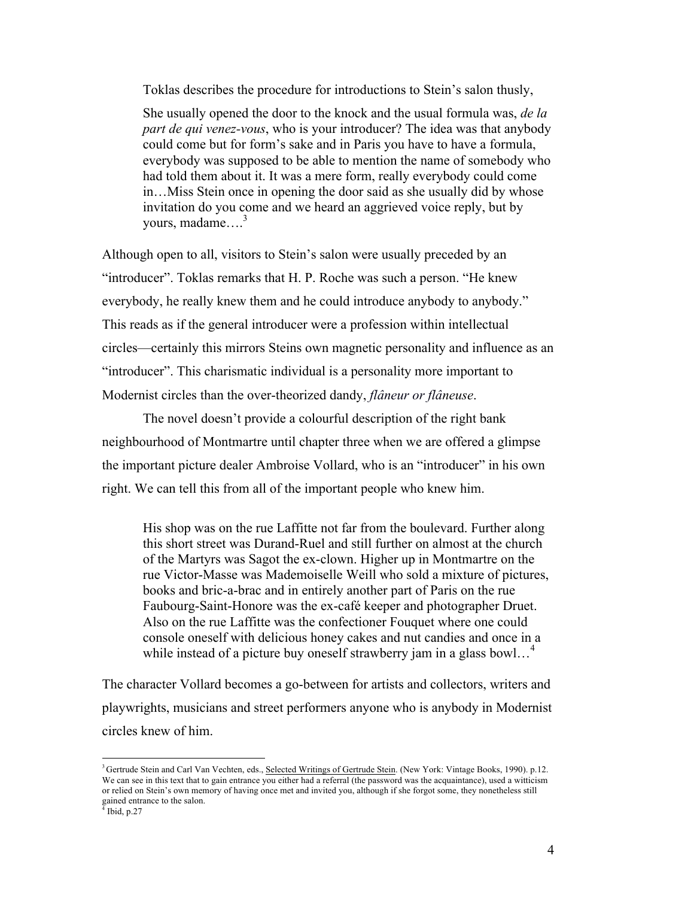Toklas describes the procedure for introductions to Stein's salon thusly,

> She usually opened the door to the knock and the usual formula was, *de la part de qui venez-vous*, who is your introducer? The idea was that anybody could come but for form's sake and in Paris you have to have a formula, everybody was supposed to be able to mention the name of somebody who had told them about it. It was a mere form, really everybody could come in…Miss Stein once in opening the door said as she usually did by whose invitation do you come and we heard an aggrieved voice reply, but by yours, madame….[3]

Although open to all, visitors to Stein's salon were usually preceded by an "introducer". Toklas remarks that H. P. Roche was such a person. "He knew everybody, he really knew them and he could introduce anybody to anybody." This reads as if the general introducer were a profession within intellectual circles—certainly this mirrors Steins own magnetic personality and influence as an "introducer". This charismatic individual is a personality more important to Modernist circles than the over-theorized dandy, *flâneur or flâneuse*.

The novel doesn't provide a colourful description of the right bank neighbourhood of Montmartre until chapter three when we are offered a glimpse the important picture dealer Ambroise Vollard, who is an "introducer" in his own right. We can tell this from all of the important people who knew him.

> His shop was on the rue Laffitte not far from the boulevard. Further along this short street was Durand-Ruel and still further on almost at the church of the Martyrs was Sagot the ex-clown. Higher up in Montmartre on the rue Victor-Masse was Mademoiselle Weill who sold a mixture of pictures, books and bric-a-brac and in entirely another part of Paris on the rue Faubourg-Saint-Honore was the ex-café keeper and photographer Druet. Also on the rue Laffitte was the confectioner Fouquet where one could console oneself with delicious honey cakes and nut candies and once in a while instead of a picture buy oneself strawberry jam in a glass bowl…[4]

The character Vollard becomes a go-between for artists and collectors, writers and playwrights, musicians and street performers anyone who is anybody in Modernist circles knew of him.

---

[3] Gertrude Stein and Carl Van Vechten, eds., Selected Writings of Gertrude Stein. (New York: Vintage Books, 1990). p.12. We can see in this text that to gain entrance you either had a referral (the password was the acquaintance), used a witticism or relied on Stein's own memory of having once met and invited you, although if she forgot some, they nonetheless still gained entrance to the salon.

[4] Ibid, p.27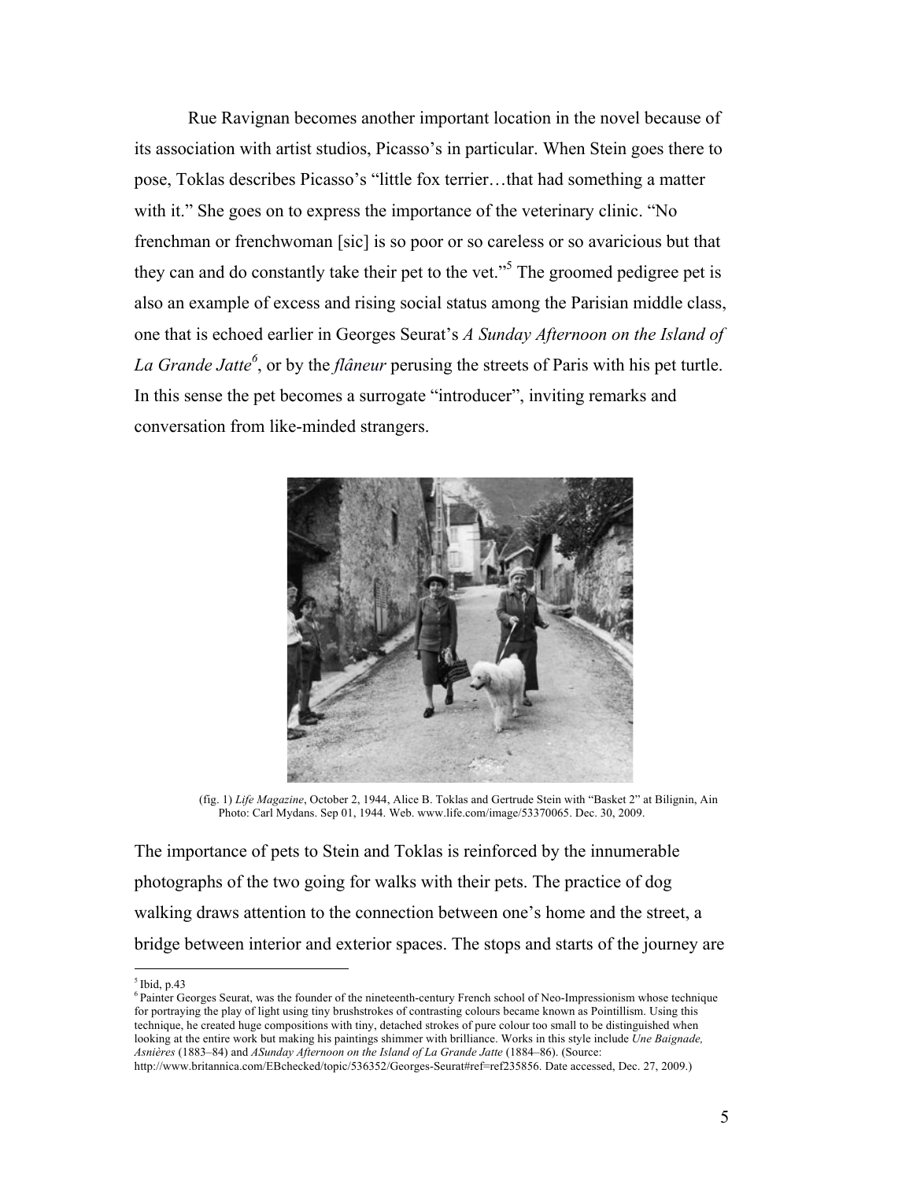Rue Ravignan becomes another important location in the novel because of its association with artist studios, Picasso's in particular. When Stein goes there to pose, Toklas describes Picasso's "little fox terrier…that had something a matter with it." She goes on to express the importance of the veterinary clinic. "No frenchman or frenchwoman [sic] is so poor or so careless or so avaricious but that they can and do constantly take their pet to the vet."[5] The groomed pedigree pet is also an example of excess and rising social status among the Parisian middle class, one that is echoed earlier in Georges Seurat's *A Sunday Afternoon on the Island of La Grande Jatte*[6], or by the *flâneur* perusing the streets of Paris with his pet turtle. In this sense the pet becomes a surrogate "introducer", inviting remarks and conversation from like-minded strangers.

(fig. 1) *Life Magazine*, October 2, 1944, Alice B. Toklas and Gertrude Stein with "Basket 2" at Bilignin, Ain Photo: Carl Mydans. Sep 01, 1944. Web. www.life.com/image/53370065. Dec. 30, 2009.

The importance of pets to Stein and Toklas is reinforced by the innumerable photographs of the two going for walks with their pets. The practice of dog walking draws attention to the connection between one's home and the street, a bridge between interior and exterior spaces. The stops and starts of the journey are

---

[5] Ibid, p.43

[6] Painter Georges Seurat, was the founder of the nineteenth-century French school of Neo-Impressionism whose technique for portraying the play of light using tiny brushstrokes of contrasting colours became known as Pointillism. Using this technique, he created huge compositions with tiny, detached strokes of pure colour too small to be distinguished when looking at the entire work but making his paintings shimmer with brilliance. Works in this style include *Une Baignade, Asnières* (1883–84) and *ASunday Afternoon on the Island of La Grande Jatte* (1884–86). (Source: http://www.britannica.com/EBchecked/topic/536352/Georges-Seurat#ref=ref235856. Date accessed, Dec. 27, 2009.)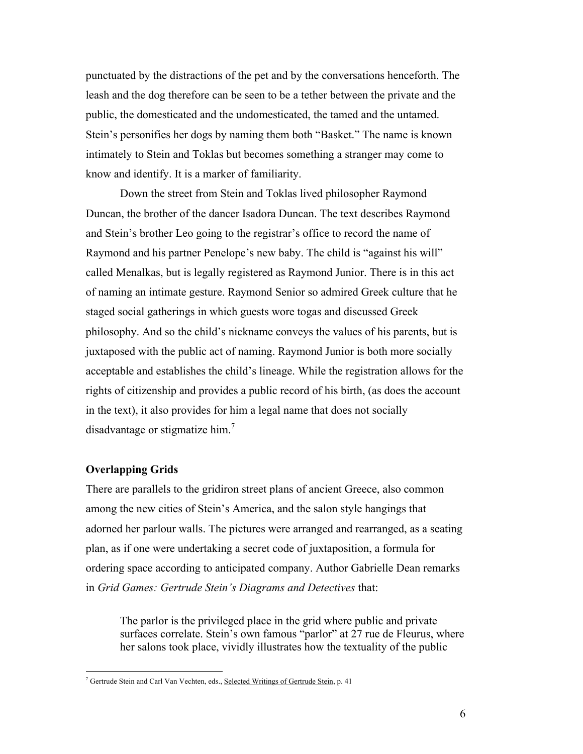punctuated by the distractions of the pet and by the conversations henceforth. The leash and the dog therefore can be seen to be a tether between the private and the public, the domesticated and the undomesticated, the tamed and the untamed. Stein's personifies her dogs by naming them both "Basket." The name is known intimately to Stein and Toklas but becomes something a stranger may come to know and identify. It is a marker of familiarity.

Down the street from Stein and Toklas lived philosopher Raymond Duncan, the brother of the dancer Isadora Duncan. The text describes Raymond and Stein's brother Leo going to the registrar's office to record the name of Raymond and his partner Penelope's new baby. The child is "against his will" called Menalkas, but is legally registered as Raymond Junior. There is in this act of naming an intimate gesture. Raymond Senior so admired Greek culture that he staged social gatherings in which guests wore togas and discussed Greek philosophy. And so the child's nickname conveys the values of his parents, but is juxtaposed with the public act of naming. Raymond Junior is both more socially acceptable and establishes the child's lineage. While the registration allows for the rights of citizenship and provides a public record of his birth, (as does the account in the text), it also provides for him a legal name that does not socially disadvantage or stigmatize him.[7]

## Overlapping Grids

There are parallels to the gridiron street plans of ancient Greece, also common among the new cities of Stein's America, and the salon style hangings that adorned her parlour walls. The pictures were arranged and rearranged, as a seating plan, as if one were undertaking a secret code of juxtaposition, a formula for ordering space according to anticipated company. Author Gabrielle Dean remarks in *Grid Games: Gertrude Stein's Diagrams and Detectives* that:

> The parlor is the privileged place in the grid where public and private surfaces correlate. Stein's own famous "parlor" at 27 rue de Fleurus, where her salons took place, vividly illustrates how the textuality of the public

---

[7] Gertrude Stein and Carl Van Vechten, eds., Selected Writings of Gertrude Stein, p. 41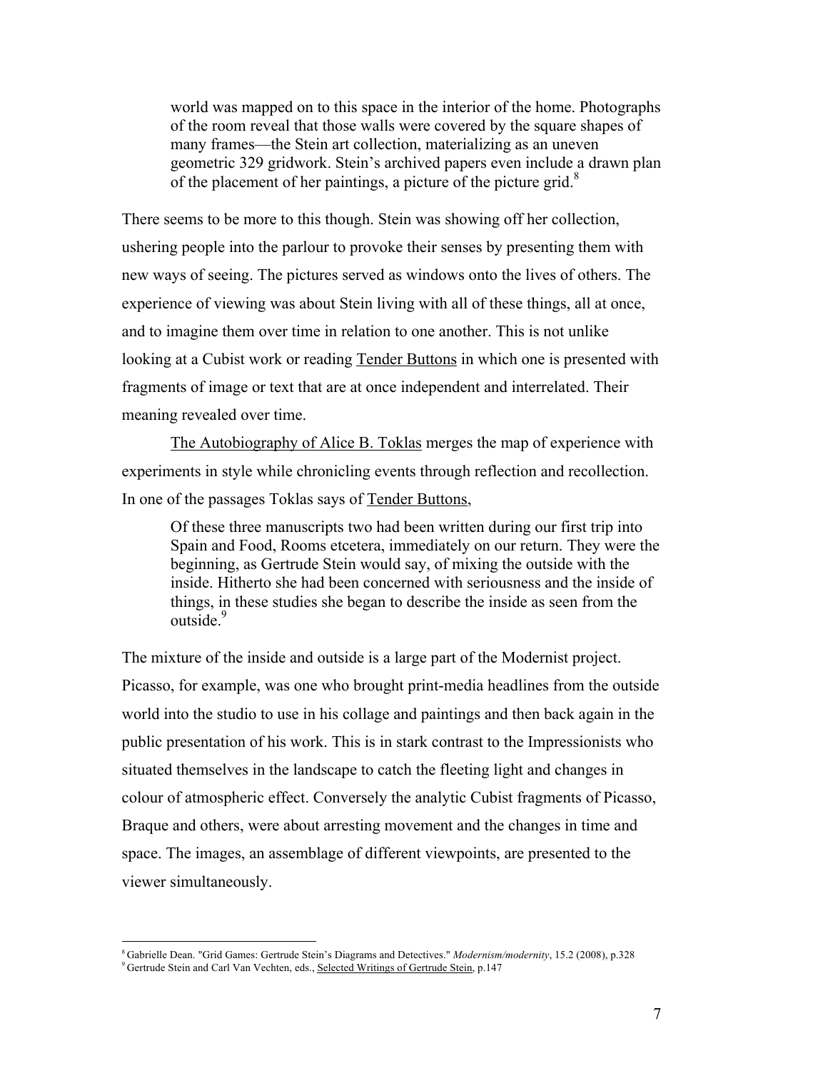> world was mapped on to this space in the interior of the home. Photographs of the room reveal that those walls were covered by the square shapes of many frames—the Stein art collection, materializing as an uneven geometric 329 gridwork. Stein's archived papers even include a drawn plan of the placement of her paintings, a picture of the picture grid.[8]

There seems to be more to this though. Stein was showing off her collection, ushering people into the parlour to provoke their senses by presenting them with new ways of seeing. The pictures served as windows onto the lives of others. The experience of viewing was about Stein living with all of these things, all at once, and to imagine them over time in relation to one another. This is not unlike looking at a Cubist work or reading <u>Tender Buttons</u> in which one is presented with fragments of image or text that are at once independent and interrelated. Their meaning revealed over time.

<u>The Autobiography of Alice B. Toklas</u> merges the map of experience with experiments in style while chronicling events through reflection and recollection. In one of the passages Toklas says of <u>Tender Buttons</u>,

> Of these three manuscripts two had been written during our first trip into Spain and Food, Rooms etcetera, immediately on our return. They were the beginning, as Gertrude Stein would say, of mixing the outside with the inside. Hitherto she had been concerned with seriousness and the inside of things, in these studies she began to describe the inside as seen from the outside.[9]

The mixture of the inside and outside is a large part of the Modernist project. Picasso, for example, was one who brought print-media headlines from the outside world into the studio to use in his collage and paintings and then back again in the public presentation of his work. This is in stark contrast to the Impressionists who situated themselves in the landscape to catch the fleeting light and changes in colour of atmospheric effect. Conversely the analytic Cubist fragments of Picasso, Braque and others, were about arresting movement and the changes in time and space. The images, an assemblage of different viewpoints, are presented to the viewer simultaneously.

---

[8] Gabrielle Dean. "Grid Games: Gertrude Stein's Diagrams and Detectives." *Modernism/modernity*, 15.2 (2008), p.328

[9] Gertrude Stein and Carl Van Vechten, eds., <u>Selected Writings of Gertrude Stein</u>, p.147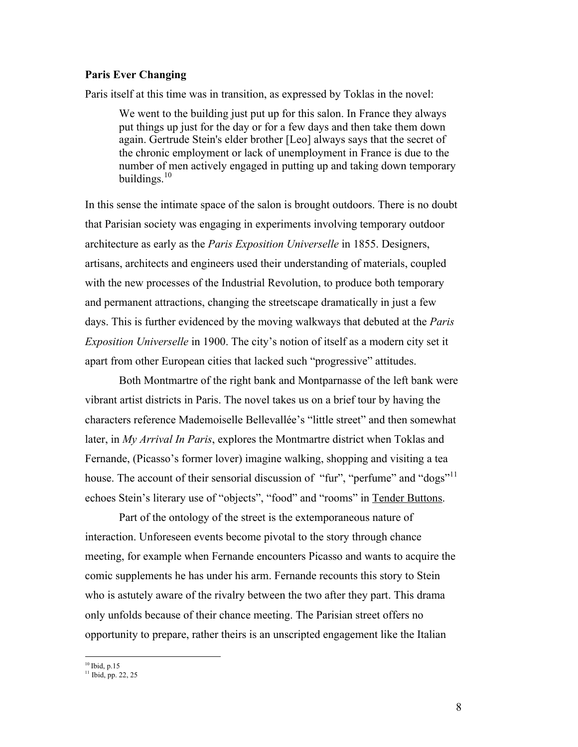**Paris Ever Changing**

Paris itself at this time was in transition, as expressed by Toklas in the novel:

> We went to the building just put up for this salon. In France they always put things up just for the day or for a few days and then take them down again. Gertrude Stein's elder brother [Leo] always says that the secret of the chronic employment or lack of unemployment in France is due to the number of men actively engaged in putting up and taking down temporary buildings.[10]

In this sense the intimate space of the salon is brought outdoors. There is no doubt that Parisian society was engaging in experiments involving temporary outdoor architecture as early as the *Paris Exposition Universelle* in 1855. Designers, artisans, architects and engineers used their understanding of materials, coupled with the new processes of the Industrial Revolution, to produce both temporary and permanent attractions, changing the streetscape dramatically in just a few days. This is further evidenced by the moving walkways that debuted at the *Paris Exposition Universelle* in 1900. The city's notion of itself as a modern city set it apart from other European cities that lacked such "progressive" attitudes.

Both Montmartre of the right bank and Montparnasse of the left bank were vibrant artist districts in Paris. The novel takes us on a brief tour by having the characters reference Mademoiselle Bellevallée's "little street" and then somewhat later, in *My Arrival In Paris*, explores the Montmartre district when Toklas and Fernande, (Picasso's former lover) imagine walking, shopping and visiting a tea house. The account of their sensorial discussion of "fur", "perfume" and "dogs"[11] echoes Stein's literary use of "objects", "food" and "rooms" in Tender Buttons.

Part of the ontology of the street is the extemporaneous nature of interaction. Unforeseen events become pivotal to the story through chance meeting, for example when Fernande encounters Picasso and wants to acquire the comic supplements he has under his arm. Fernande recounts this story to Stein who is astutely aware of the rivalry between the two after they part. This drama only unfolds because of their chance meeting. The Parisian street offers no opportunity to prepare, rather theirs is an unscripted engagement like the Italian

---

[10] Ibid, p.15

[11] Ibid, pp. 22, 25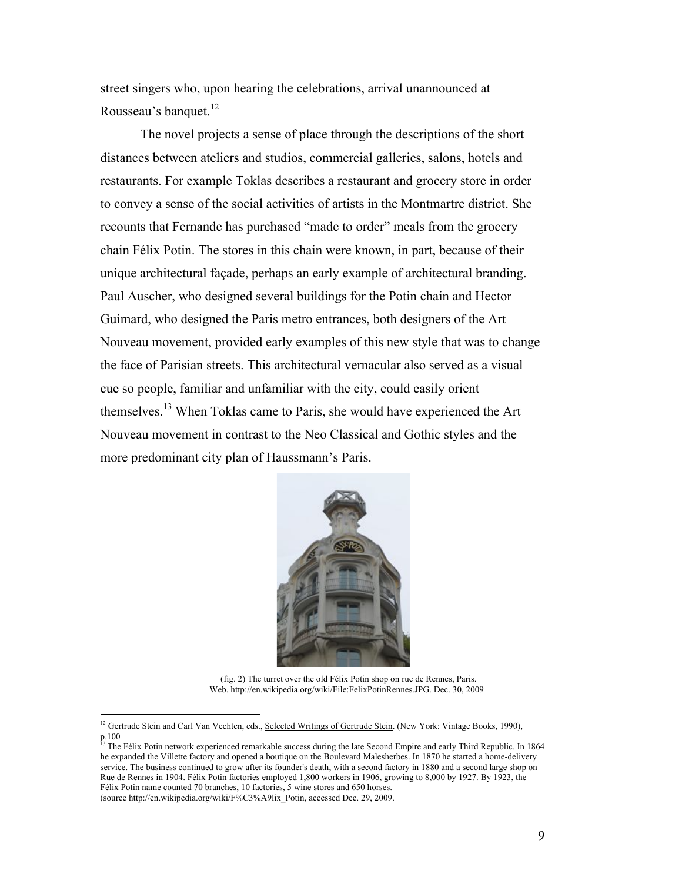street singers who, upon hearing the celebrations, arrival unannounced at Rousseau's banquet.[12]

The novel projects a sense of place through the descriptions of the short distances between ateliers and studios, commercial galleries, salons, hotels and restaurants. For example Toklas describes a restaurant and grocery store in order to convey a sense of the social activities of artists in the Montmartre district. She recounts that Fernande has purchased "made to order" meals from the grocery chain Félix Potin. The stores in this chain were known, in part, because of their unique architectural façade, perhaps an early example of architectural branding. Paul Auscher, who designed several buildings for the Potin chain and Hector Guimard, who designed the Paris metro entrances, both designers of the Art Nouveau movement, provided early examples of this new style that was to change the face of Parisian streets. This architectural vernacular also served as a visual cue so people, familiar and unfamiliar with the city, could easily orient themselves.[13] When Toklas came to Paris, she would have experienced the Art Nouveau movement in contrast to the Neo Classical and Gothic styles and the more predominant city plan of Haussmann's Paris.

(fig. 2) The turret over the old Félix Potin shop on rue de Rennes, Paris.
Web. http://en.wikipedia.org/wiki/File:FelixPotinRennes.JPG. Dec. 30, 2009

---

[12] Gertrude Stein and Carl Van Vechten, eds., Selected Writings of Gertrude Stein. (New York: Vintage Books, 1990), p.100

[13] The Félix Potin network experienced remarkable success during the late Second Empire and early Third Republic. In 1864 he expanded the Villette factory and opened a boutique on the Boulevard Malesherbes. In 1870 he started a home-delivery service. The business continued to grow after its founder's death, with a second factory in 1880 and a second large shop on Rue de Rennes in 1904. Félix Potin factories employed 1,800 workers in 1906, growing to 8,000 by 1927. By 1923, the Félix Potin name counted 70 branches, 10 factories, 5 wine stores and 650 horses.
(source http://en.wikipedia.org/wiki/F%C3%A9lix_Potin, accessed Dec. 29, 2009.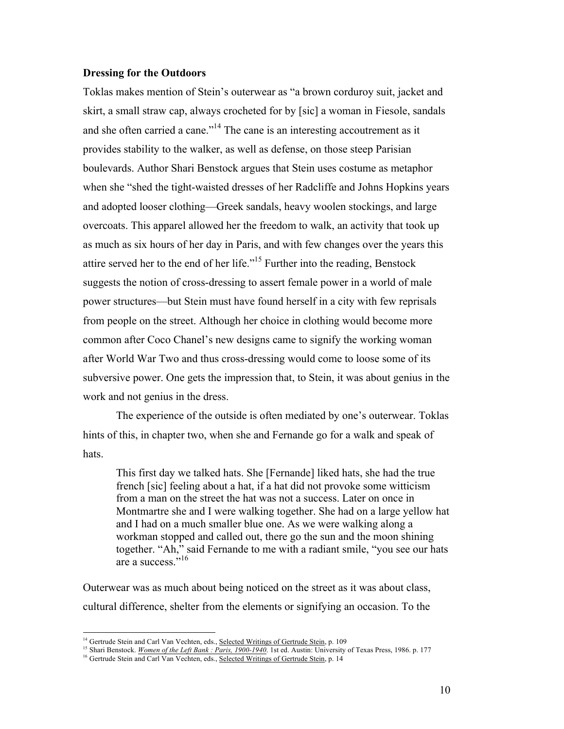**Dressing for the Outdoors**

Toklas makes mention of Stein's outerwear as "a brown corduroy suit, jacket and skirt, a small straw cap, always crocheted for by [sic] a woman in Fiesole, sandals and she often carried a cane."[14] The cane is an interesting accoutrement as it provides stability to the walker, as well as defense, on those steep Parisian boulevards. Author Shari Benstock argues that Stein uses costume as metaphor when she "shed the tight-waisted dresses of her Radcliffe and Johns Hopkins years and adopted looser clothing—Greek sandals, heavy woolen stockings, and large overcoats. This apparel allowed her the freedom to walk, an activity that took up as much as six hours of her day in Paris, and with few changes over the years this attire served her to the end of her life."[15] Further into the reading, Benstock suggests the notion of cross-dressing to assert female power in a world of male power structures—but Stein must have found herself in a city with few reprisals from people on the street. Although her choice in clothing would become more common after Coco Chanel's new designs came to signify the working woman after World War Two and thus cross-dressing would come to loose some of its subversive power. One gets the impression that, to Stein, it was about genius in the work and not genius in the dress.

The experience of the outside is often mediated by one's outerwear. Toklas hints of this, in chapter two, when she and Fernande go for a walk and speak of hats.

> This first day we talked hats. She [Fernande] liked hats, she had the true french [sic] feeling about a hat, if a hat did not provoke some witticism from a man on the street the hat was not a success. Later on once in Montmartre she and I were walking together. She had on a large yellow hat and I had on a much smaller blue one. As we were walking along a workman stopped and called out, there go the sun and the moon shining together. "Ah," said Fernande to me with a radiant smile, "you see our hats are a success."[16]

Outerwear was as much about being noticed on the street as it was about class, cultural difference, shelter from the elements or signifying an occasion. To the

---

[14] Gertrude Stein and Carl Van Vechten, eds., Selected Writings of Gertrude Stein, p. 109

[15] Shari Benstock. *Women of the Left Bank : Paris, 1900-1940.* 1st ed. Austin: University of Texas Press, 1986. p. 177

[16] Gertrude Stein and Carl Van Vechten, eds., Selected Writings of Gertrude Stein, p. 14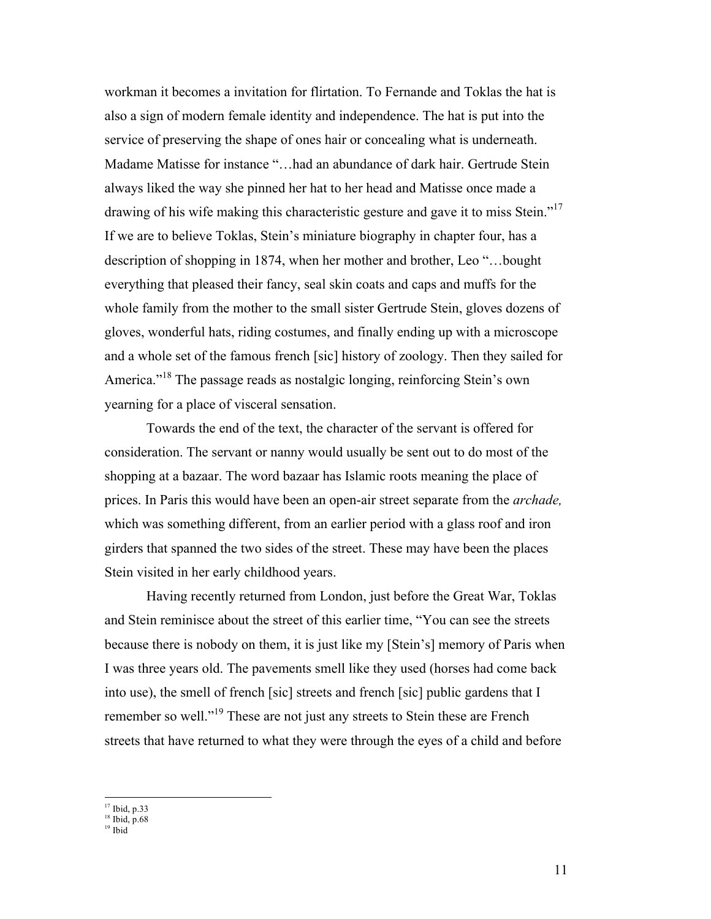workman it becomes a invitation for flirtation. To Fernande and Toklas the hat is also a sign of modern female identity and independence. The hat is put into the service of preserving the shape of ones hair or concealing what is underneath. Madame Matisse for instance "…had an abundance of dark hair. Gertrude Stein always liked the way she pinned her hat to her head and Matisse once made a drawing of his wife making this characteristic gesture and gave it to miss Stein."[17] If we are to believe Toklas, Stein's miniature biography in chapter four, has a description of shopping in 1874, when her mother and brother, Leo "…bought everything that pleased their fancy, seal skin coats and caps and muffs for the whole family from the mother to the small sister Gertrude Stein, gloves dozens of gloves, wonderful hats, riding costumes, and finally ending up with a microscope and a whole set of the famous french [sic] history of zoology. Then they sailed for America."[18] The passage reads as nostalgic longing, reinforcing Stein's own yearning for a place of visceral sensation.

Towards the end of the text, the character of the servant is offered for consideration. The servant or nanny would usually be sent out to do most of the shopping at a bazaar. The word bazaar has Islamic roots meaning the place of prices. In Paris this would have been an open-air street separate from the *archade,* which was something different, from an earlier period with a glass roof and iron girders that spanned the two sides of the street. These may have been the places Stein visited in her early childhood years.

Having recently returned from London, just before the Great War, Toklas and Stein reminisce about the street of this earlier time, "You can see the streets because there is nobody on them, it is just like my [Stein's] memory of Paris when I was three years old. The pavements smell like they used (horses had come back into use), the smell of french [sic] streets and french [sic] public gardens that I remember so well."[19] These are not just any streets to Stein these are French streets that have returned to what they were through the eyes of a child and before

[17] Ibid, p.33
[18] Ibid, p.68
[19] Ibid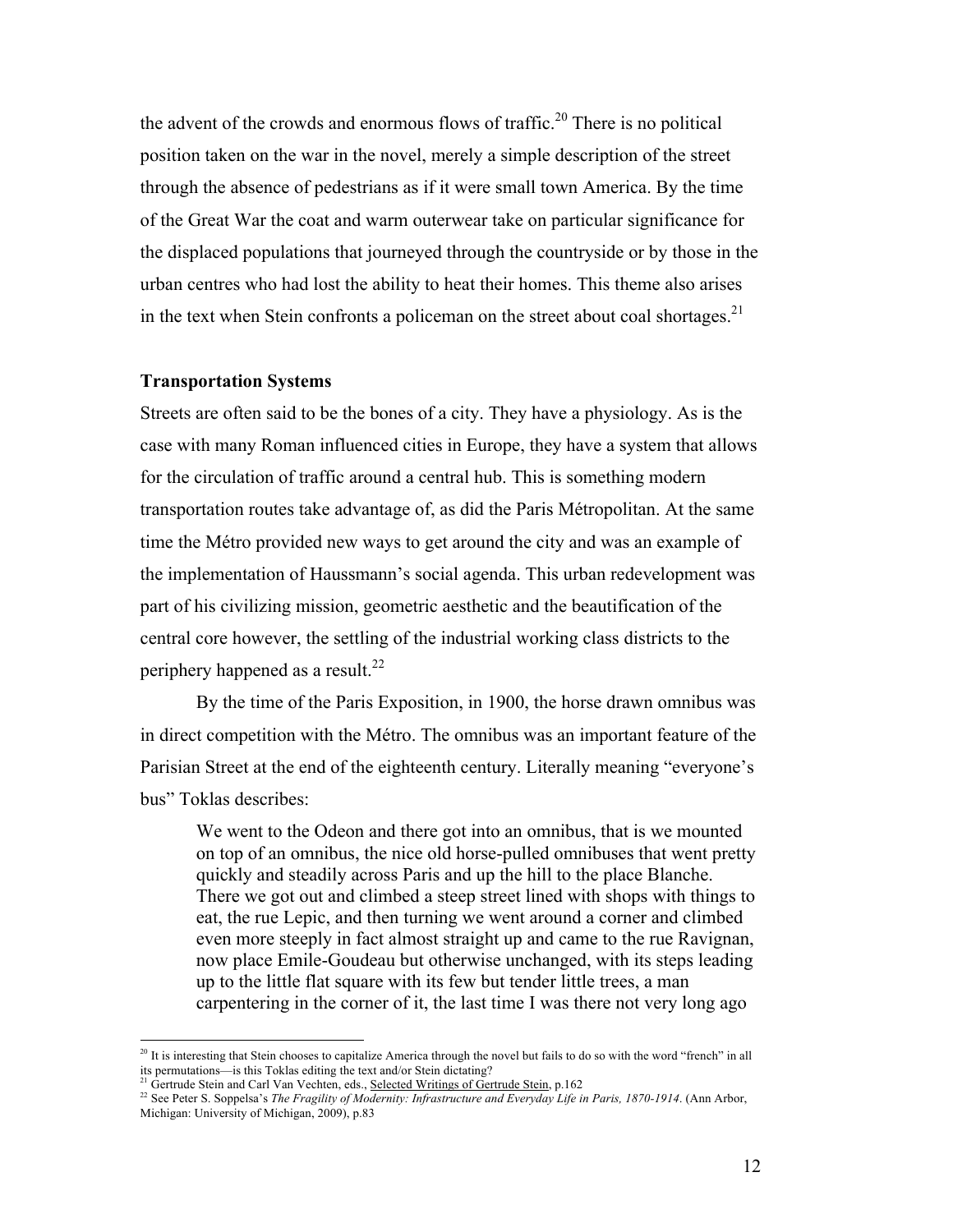the advent of the crowds and enormous flows of traffic.[20] There is no political position taken on the war in the novel, merely a simple description of the street through the absence of pedestrians as if it were small town America. By the time of the Great War the coat and warm outerwear take on particular significance for the displaced populations that journeyed through the countryside or by those in the urban centres who had lost the ability to heat their homes. This theme also arises in the text when Stein confronts a policeman on the street about coal shortages.[21]

### Transportation Systems

Streets are often said to be the bones of a city. They have a physiology. As is the case with many Roman influenced cities in Europe, they have a system that allows for the circulation of traffic around a central hub. This is something modern transportation routes take advantage of, as did the Paris Métropolitan. At the same time the Métro provided new ways to get around the city and was an example of the implementation of Haussmann's social agenda. This urban redevelopment was part of his civilizing mission, geometric aesthetic and the beautification of the central core however, the settling of the industrial working class districts to the periphery happened as a result.[22]

By the time of the Paris Exposition, in 1900, the horse drawn omnibus was in direct competition with the Métro. The omnibus was an important feature of the Parisian Street at the end of the eighteenth century. Literally meaning "everyone's bus" Toklas describes:

> We went to the Odeon and there got into an omnibus, that is we mounted on top of an omnibus, the nice old horse-pulled omnibuses that went pretty quickly and steadily across Paris and up the hill to the place Blanche. There we got out and climbed a steep street lined with shops with things to eat, the rue Lepic, and then turning we went around a corner and climbed even more steeply in fact almost straight up and came to the rue Ravignan, now place Emile-Goudeau but otherwise unchanged, with its steps leading up to the little flat square with its few but tender little trees, a man carpentering in the corner of it, the last time I was there not very long ago

---

[20] It is interesting that Stein chooses to capitalize America through the novel but fails to do so with the word "french" in all its permutations—is this Toklas editing the text and/or Stein dictating?

[21] Gertrude Stein and Carl Van Vechten, eds., Selected Writings of Gertrude Stein, p.162

[22] See Peter S. Soppelsa's *The Fragility of Modernity: Infrastructure and Everyday Life in Paris, 1870-1914*. (Ann Arbor, Michigan: University of Michigan, 2009), p.83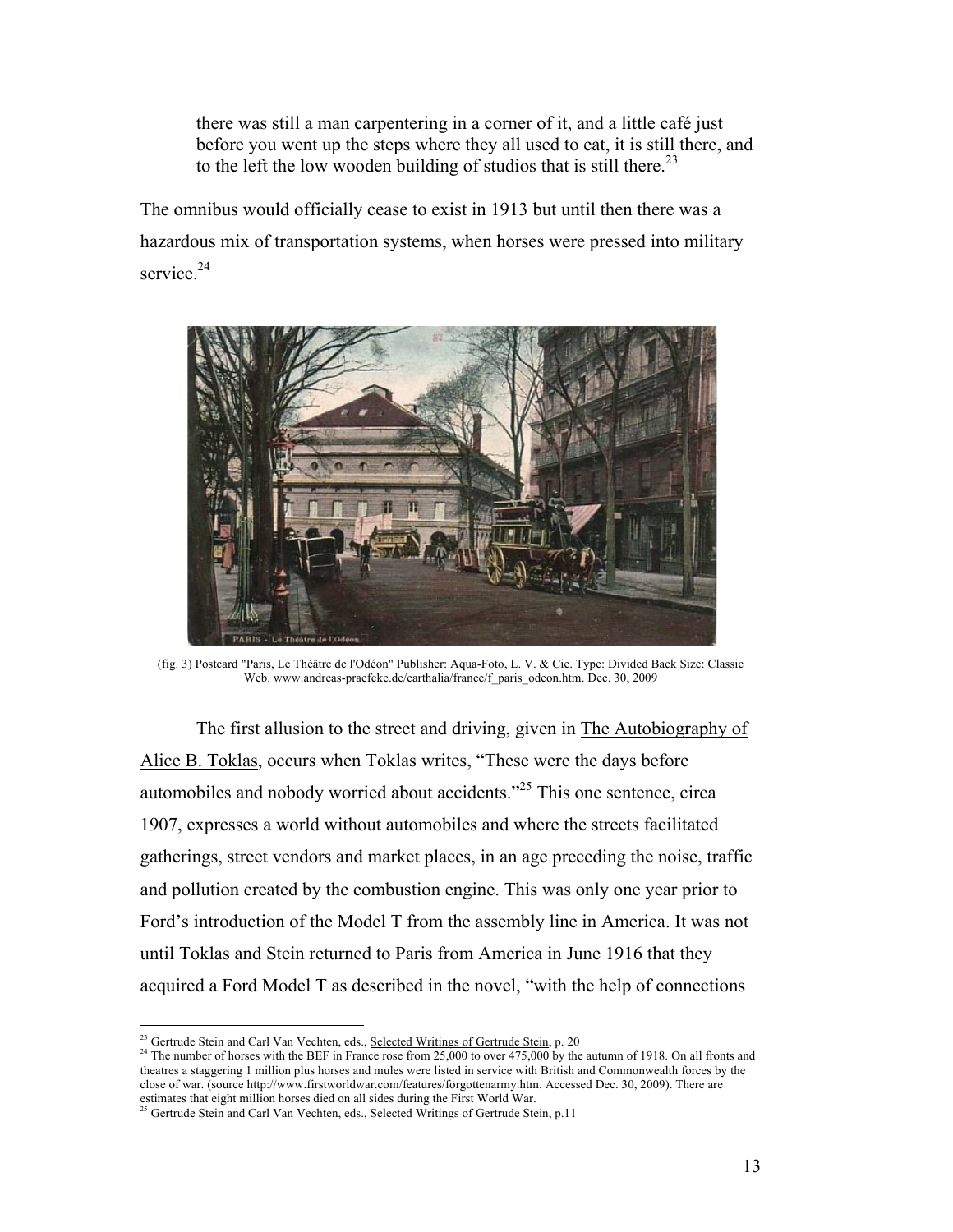> there was still a man carpentering in a corner of it, and a little café just before you went up the steps where they all used to eat, it is still there, and to the left the low wooden building of studios that is still there.[23]

The omnibus would officially cease to exist in 1913 but until then there was a hazardous mix of transportation systems, when horses were pressed into military service.[24]

(fig. 3) Postcard "Paris, Le Théâtre de l'Odéon" Publisher: Aqua-Foto, L. V. & Cie. Type: Divided Back Size: Classic Web. www.andreas-praefcke.de/carthalia/france/f_paris_odeon.htm. Dec. 30, 2009

The first allusion to the street and driving, given in The Autobiography of Alice B. Toklas, occurs when Toklas writes, "These were the days before automobiles and nobody worried about accidents."[25] This one sentence, circa 1907, expresses a world without automobiles and where the streets facilitated gatherings, street vendors and market places, in an age preceding the noise, traffic and pollution created by the combustion engine. This was only one year prior to Ford's introduction of the Model T from the assembly line in America. It was not until Toklas and Stein returned to Paris from America in June 1916 that they acquired a Ford Model T as described in the novel, "with the help of connections

---

[23] Gertrude Stein and Carl Van Vechten, eds., Selected Writings of Gertrude Stein, p. 20

[24] The number of horses with the BEF in France rose from 25,000 to over 475,000 by the autumn of 1918. On all fronts and theatres a staggering 1 million plus horses and mules were listed in service with British and Commonwealth forces by the close of war. (source http://www.firstworldwar.com/features/forgottenarmy.htm. Accessed Dec. 30, 2009). There are estimates that eight million horses died on all sides during the First World War.

[25] Gertrude Stein and Carl Van Vechten, eds., Selected Writings of Gertrude Stein, p.11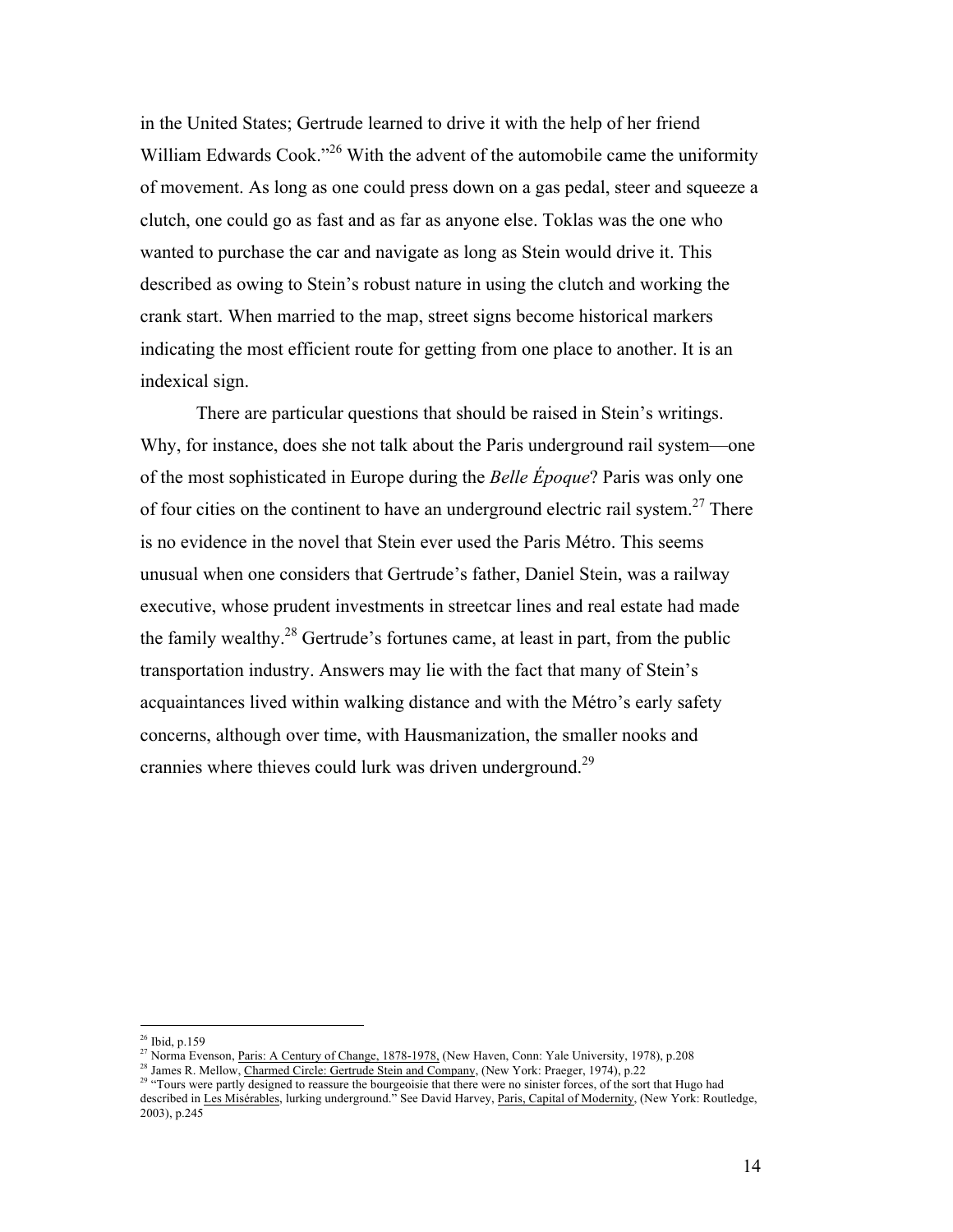in the United States; Gertrude learned to drive it with the help of her friend William Edwards Cook."[26] With the advent of the automobile came the uniformity of movement. As long as one could press down on a gas pedal, steer and squeeze a clutch, one could go as fast and as far as anyone else. Toklas was the one who wanted to purchase the car and navigate as long as Stein would drive it. This described as owing to Stein's robust nature in using the clutch and working the crank start. When married to the map, street signs become historical markers indicating the most efficient route for getting from one place to another. It is an indexical sign.

There are particular questions that should be raised in Stein's writings. Why, for instance, does she not talk about the Paris underground rail system—one of the most sophisticated in Europe during the *Belle Époque*? Paris was only one of four cities on the continent to have an underground electric rail system.[27] There is no evidence in the novel that Stein ever used the Paris Métro. This seems unusual when one considers that Gertrude's father, Daniel Stein, was a railway executive, whose prudent investments in streetcar lines and real estate had made the family wealthy.[28] Gertrude's fortunes came, at least in part, from the public transportation industry. Answers may lie with the fact that many of Stein's acquaintances lived within walking distance and with the Métro's early safety concerns, although over time, with Hausmanization, the smaller nooks and crannies where thieves could lurk was driven underground.[29]

---

[26] Ibid, p.159

[27] Norma Evenson, Paris: A Century of Change, 1878-1978, (New Haven, Conn: Yale University, 1978), p.208

[28] James R. Mellow, Charmed Circle: Gertrude Stein and Company, (New York: Praeger, 1974), p.22

[29] "Tours were partly designed to reassure the bourgeoisie that there were no sinister forces, of the sort that Hugo had described in Les Misérables, lurking underground." See David Harvey, Paris, Capital of Modernity, (New York: Routledge, 2003), p.245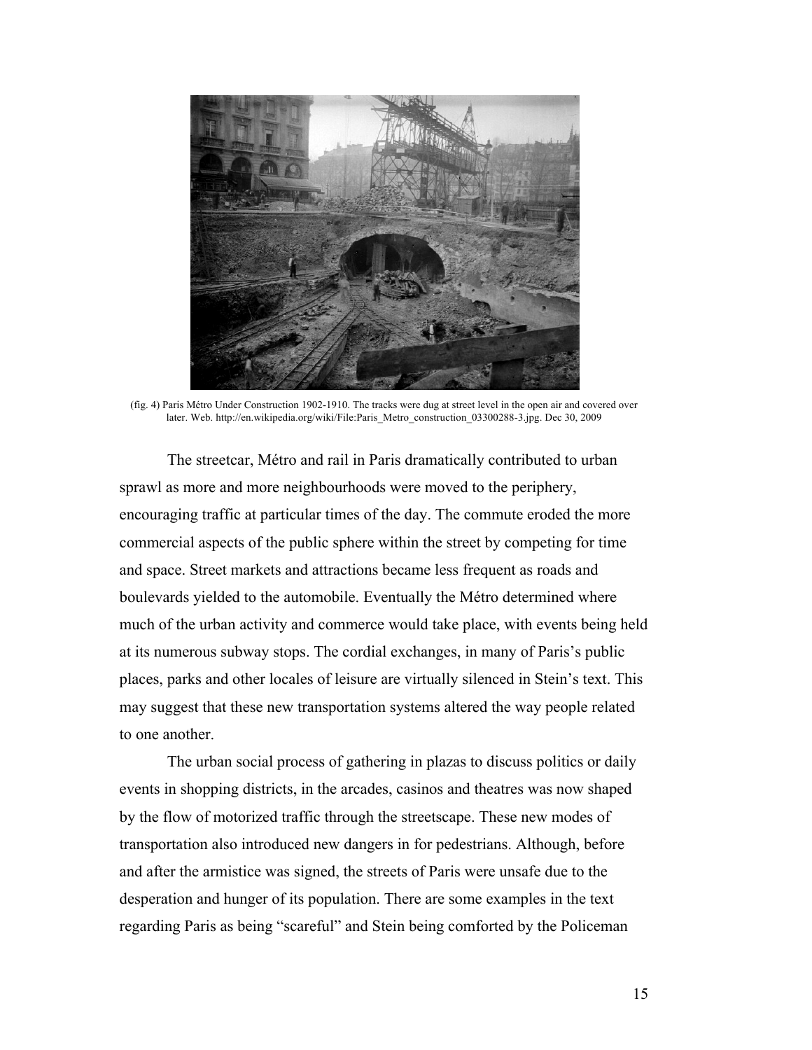(fig. 4) Paris Métro Under Construction 1902-1910. The tracks were dug at street level in the open air and covered over later. Web. http://en.wikipedia.org/wiki/File:Paris_Metro_construction_03300288-3.jpg. Dec 30, 2009

The streetcar, Métro and rail in Paris dramatically contributed to urban sprawl as more and more neighbourhoods were moved to the periphery, encouraging traffic at particular times of the day. The commute eroded the more commercial aspects of the public sphere within the street by competing for time and space. Street markets and attractions became less frequent as roads and boulevards yielded to the automobile. Eventually the Métro determined where much of the urban activity and commerce would take place, with events being held at its numerous subway stops. The cordial exchanges, in many of Paris's public places, parks and other locales of leisure are virtually silenced in Stein's text. This may suggest that these new transportation systems altered the way people related to one another.

The urban social process of gathering in plazas to discuss politics or daily events in shopping districts, in the arcades, casinos and theatres was now shaped by the flow of motorized traffic through the streetscape. These new modes of transportation also introduced new dangers in for pedestrians. Although, before and after the armistice was signed, the streets of Paris were unsafe due to the desperation and hunger of its population. There are some examples in the text regarding Paris as being "scareful" and Stein being comforted by the Policeman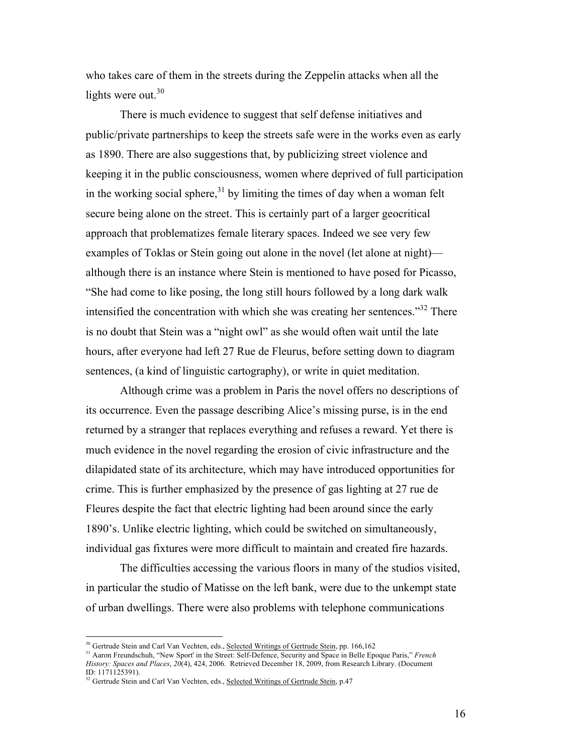who takes care of them in the streets during the Zeppelin attacks when all the lights were out.[30]

There is much evidence to suggest that self defense initiatives and public/private partnerships to keep the streets safe were in the works even as early as 1890. There are also suggestions that, by publicizing street violence and keeping it in the public consciousness, women where deprived of full participation in the working social sphere,[31] by limiting the times of day when a woman felt secure being alone on the street. This is certainly part of a larger geocritical approach that problematizes female literary spaces. Indeed we see very few examples of Toklas or Stein going out alone in the novel (let alone at night)—although there is an instance where Stein is mentioned to have posed for Picasso, "She had come to like posing, the long still hours followed by a long dark walk intensified the concentration with which she was creating her sentences."[32] There is no doubt that Stein was a "night owl" as she would often wait until the late hours, after everyone had left 27 Rue de Fleurus, before setting down to diagram sentences, (a kind of linguistic cartography), or write in quiet meditation.

Although crime was a problem in Paris the novel offers no descriptions of its occurrence. Even the passage describing Alice's missing purse, is in the end returned by a stranger that replaces everything and refuses a reward. Yet there is much evidence in the novel regarding the erosion of civic infrastructure and the dilapidated state of its architecture, which may have introduced opportunities for crime. This is further emphasized by the presence of gas lighting at 27 rue de Fleures despite the fact that electric lighting had been around since the early 1890's. Unlike electric lighting, which could be switched on simultaneously, individual gas fixtures were more difficult to maintain and created fire hazards.

The difficulties accessing the various floors in many of the studios visited, in particular the studio of Matisse on the left bank, were due to the unkempt state of urban dwellings. There were also problems with telephone communications

---

[30] Gertrude Stein and Carl Van Vechten, eds., Selected Writings of Gertrude Stein, pp. 166,162

[31] Aaron Freundschuh, "New Sport' in the Street: Self-Defence, Security and Space in Belle Epoque Paris," *French History: Spaces and Places*, *20*(4), 424, 2006. Retrieved December 18, 2009, from Research Library. (Document ID: 1171125391).

[32] Gertrude Stein and Carl Van Vechten, eds., Selected Writings of Gertrude Stein, p.47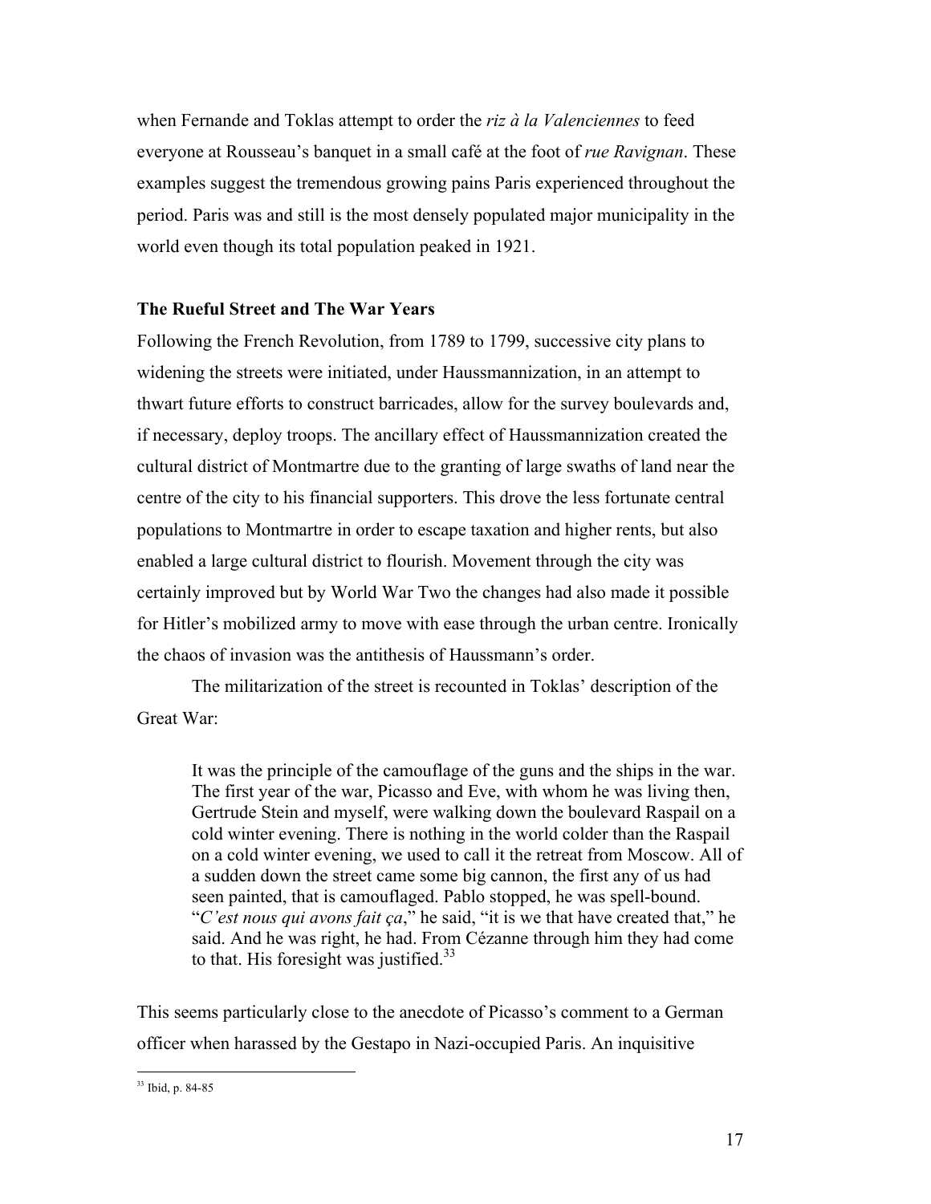when Fernande and Toklas attempt to order the *riz à la Valenciennes* to feed everyone at Rousseau's banquet in a small café at the foot of *rue Ravignan*. These examples suggest the tremendous growing pains Paris experienced throughout the period. Paris was and still is the most densely populated major municipality in the world even though its total population peaked in 1921.

## The Rueful Street and The War Years

Following the French Revolution, from 1789 to 1799, successive city plans to widening the streets were initiated, under Haussmannization, in an attempt to thwart future efforts to construct barricades, allow for the survey boulevards and, if necessary, deploy troops. The ancillary effect of Haussmannization created the cultural district of Montmartre due to the granting of large swaths of land near the centre of the city to his financial supporters. This drove the less fortunate central populations to Montmartre in order to escape taxation and higher rents, but also enabled a large cultural district to flourish. Movement through the city was certainly improved but by World War Two the changes had also made it possible for Hitler's mobilized army to move with ease through the urban centre. Ironically the chaos of invasion was the antithesis of Haussmann's order.

The militarization of the street is recounted in Toklas' description of the Great War:

> It was the principle of the camouflage of the guns and the ships in the war. The first year of the war, Picasso and Eve, with whom he was living then, Gertrude Stein and myself, were walking down the boulevard Raspail on a cold winter evening. There is nothing in the world colder than the Raspail on a cold winter evening, we used to call it the retreat from Moscow. All of a sudden down the street came some big cannon, the first any of us had seen painted, that is camouflaged. Pablo stopped, he was spell-bound. "*C'est nous qui avons fait ça*," he said, "it is we that have created that," he said. And he was right, he had. From Cézanne through him they had come to that. His foresight was justified.[33]

This seems particularly close to the anecdote of Picasso's comment to a German officer when harassed by the Gestapo in Nazi-occupied Paris. An inquisitive

[33] Ibid, p. 84-85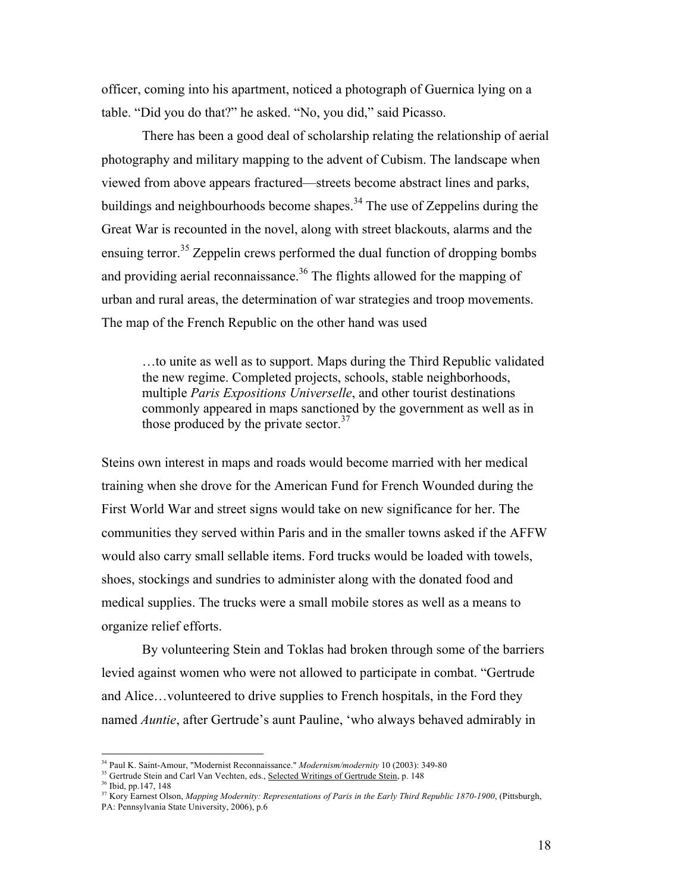officer, coming into his apartment, noticed a photograph of Guernica lying on a table. "Did you do that?" he asked. "No, you did," said Picasso.

There has been a good deal of scholarship relating the relationship of aerial photography and military mapping to the advent of Cubism. The landscape when viewed from above appears fractured—streets become abstract lines and parks, buildings and neighbourhoods become shapes.[34] The use of Zeppelins during the Great War is recounted in the novel, along with street blackouts, alarms and the ensuing terror.[35] Zeppelin crews performed the dual function of dropping bombs and providing aerial reconnaissance.[36] The flights allowed for the mapping of urban and rural areas, the determination of war strategies and troop movements. The map of the French Republic on the other hand was used

> …to unite as well as to support. Maps during the Third Republic validated the new regime. Completed projects, schools, stable neighborhoods, multiple *Paris Expositions Universelle*, and other tourist destinations commonly appeared in maps sanctioned by the government as well as in those produced by the private sector.[37]

Steins own interest in maps and roads would become married with her medical training when she drove for the American Fund for French Wounded during the First World War and street signs would take on new significance for her. The communities they served within Paris and in the smaller towns asked if the AFFW would also carry small sellable items. Ford trucks would be loaded with towels, shoes, stockings and sundries to administer along with the donated food and medical supplies. The trucks were a small mobile stores as well as a means to organize relief efforts.

By volunteering Stein and Toklas had broken through some of the barriers levied against women who were not allowed to participate in combat. "Gertrude and Alice…volunteered to drive supplies to French hospitals, in the Ford they named *Auntie*, after Gertrude's aunt Pauline, 'who always behaved admirably in

---

[34] Paul K. Saint-Amour, "Modernist Reconnaissance." *Modernism/modernity* 10 (2003): 349-80

[35] Gertrude Stein and Carl Van Vechten, eds., Selected Writings of Gertrude Stein, p. 148

[36] Ibid, pp.147, 148

[37] Kory Earnest Olson, *Mapping Modernity: Representations of Paris in the Early Third Republic 1870-1900*, (Pittsburgh, PA: Pennsylvania State University, 2006), p.6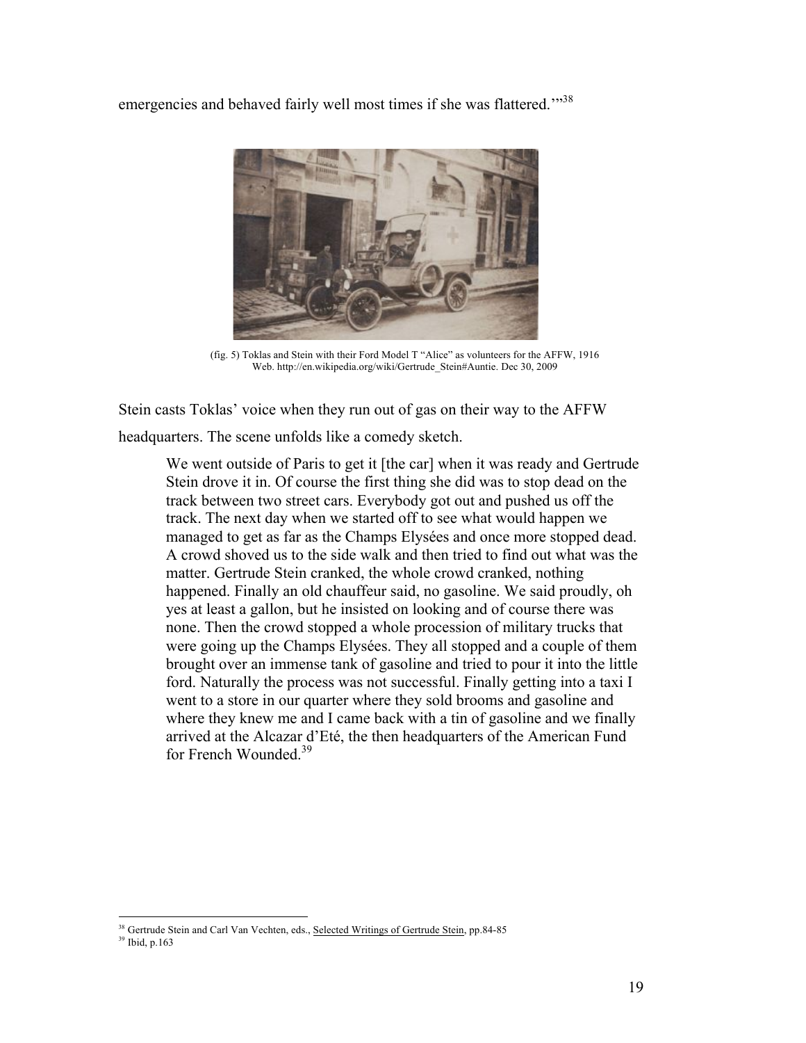emergencies and behaved fairly well most times if she was flattered.'"[38]

(fig. 5) Toklas and Stein with their Ford Model T "Alice" as volunteers for the AFFW, 1916
Web. http://en.wikipedia.org/wiki/Gertrude_Stein#Auntie. Dec 30, 2009

Stein casts Toklas' voice when they run out of gas on their way to the AFFW headquarters. The scene unfolds like a comedy sketch.

> We went outside of Paris to get it [the car] when it was ready and Gertrude Stein drove it in. Of course the first thing she did was to stop dead on the track between two street cars. Everybody got out and pushed us off the track. The next day when we started off to see what would happen we managed to get as far as the Champs Elysées and once more stopped dead. A crowd shoved us to the side walk and then tried to find out what was the matter. Gertrude Stein cranked, the whole crowd cranked, nothing happened. Finally an old chauffeur said, no gasoline. We said proudly, oh yes at least a gallon, but he insisted on looking and of course there was none. Then the crowd stopped a whole procession of military trucks that were going up the Champs Elysées. They all stopped and a couple of them brought over an immense tank of gasoline and tried to pour it into the little ford. Naturally the process was not successful. Finally getting into a taxi I went to a store in our quarter where they sold brooms and gasoline and where they knew me and I came back with a tin of gasoline and we finally arrived at the Alcazar d'Eté, the then headquarters of the American Fund for French Wounded.[39]

---

[38] Gertrude Stein and Carl Van Vechten, eds., Selected Writings of Gertrude Stein, pp.84-85

[39] Ibid, p.163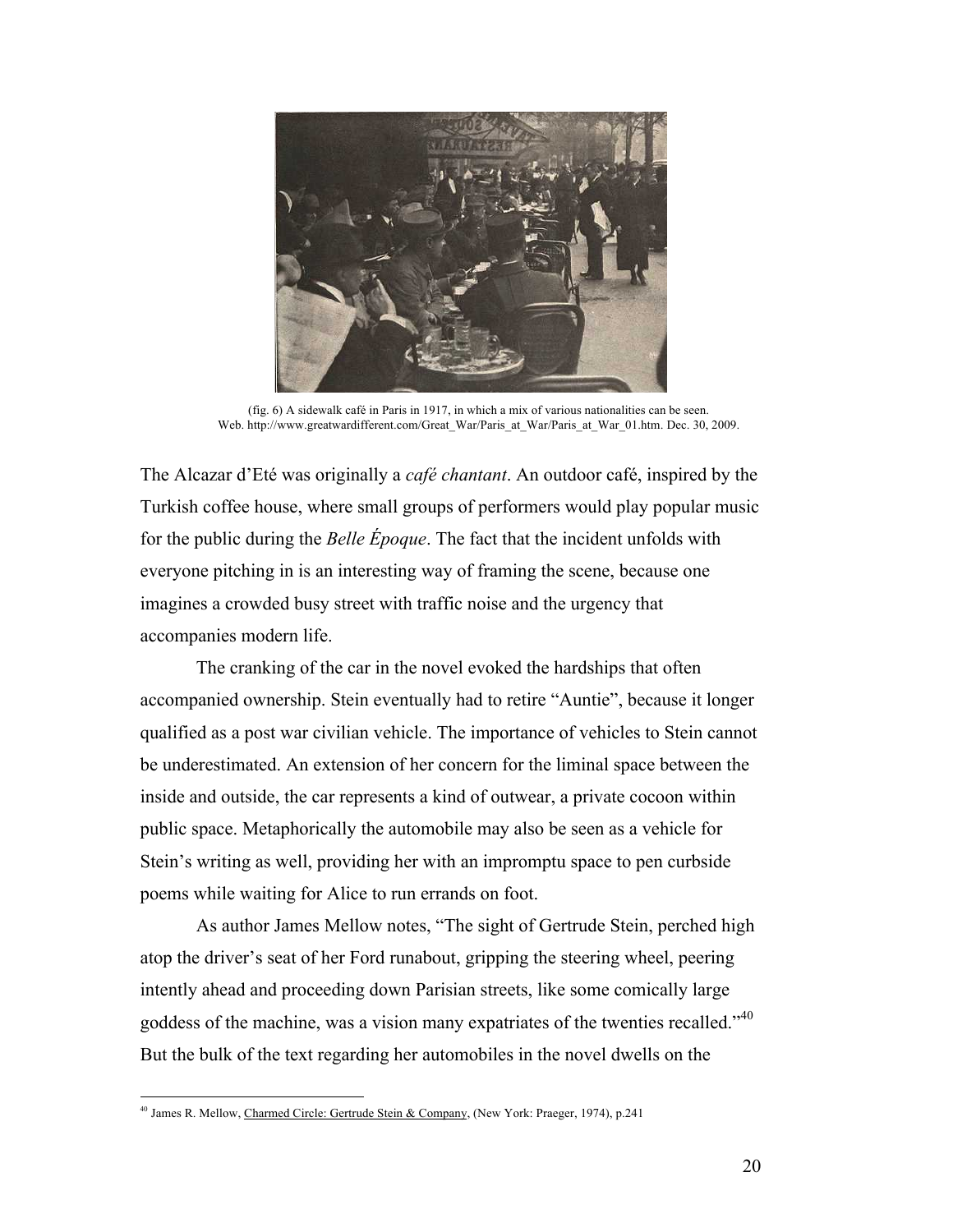(fig. 6) A sidewalk café in Paris in 1917, in which a mix of various nationalities can be seen. Web. http://www.greatwardifferent.com/Great_War/Paris_at_War/Paris_at_War_01.htm. Dec. 30, 2009.

The Alcazar d'Eté was originally a *café chantant*. An outdoor café, inspired by the Turkish coffee house, where small groups of performers would play popular music for the public during the *Belle Époque*. The fact that the incident unfolds with everyone pitching in is an interesting way of framing the scene, because one imagines a crowded busy street with traffic noise and the urgency that accompanies modern life.

The cranking of the car in the novel evoked the hardships that often accompanied ownership. Stein eventually had to retire "Auntie", because it longer qualified as a post war civilian vehicle. The importance of vehicles to Stein cannot be underestimated. An extension of her concern for the liminal space between the inside and outside, the car represents a kind of outwear, a private cocoon within public space. Metaphorically the automobile may also be seen as a vehicle for Stein's writing as well, providing her with an impromptu space to pen curbside poems while waiting for Alice to run errands on foot.

As author James Mellow notes, "The sight of Gertrude Stein, perched high atop the driver's seat of her Ford runabout, gripping the steering wheel, peering intently ahead and proceeding down Parisian streets, like some comically large goddess of the machine, was a vision many expatriates of the twenties recalled."[40] But the bulk of the text regarding her automobiles in the novel dwells on the

[40] James R. Mellow, Charmed Circle: Gertrude Stein & Company, (New York: Praeger, 1974), p.241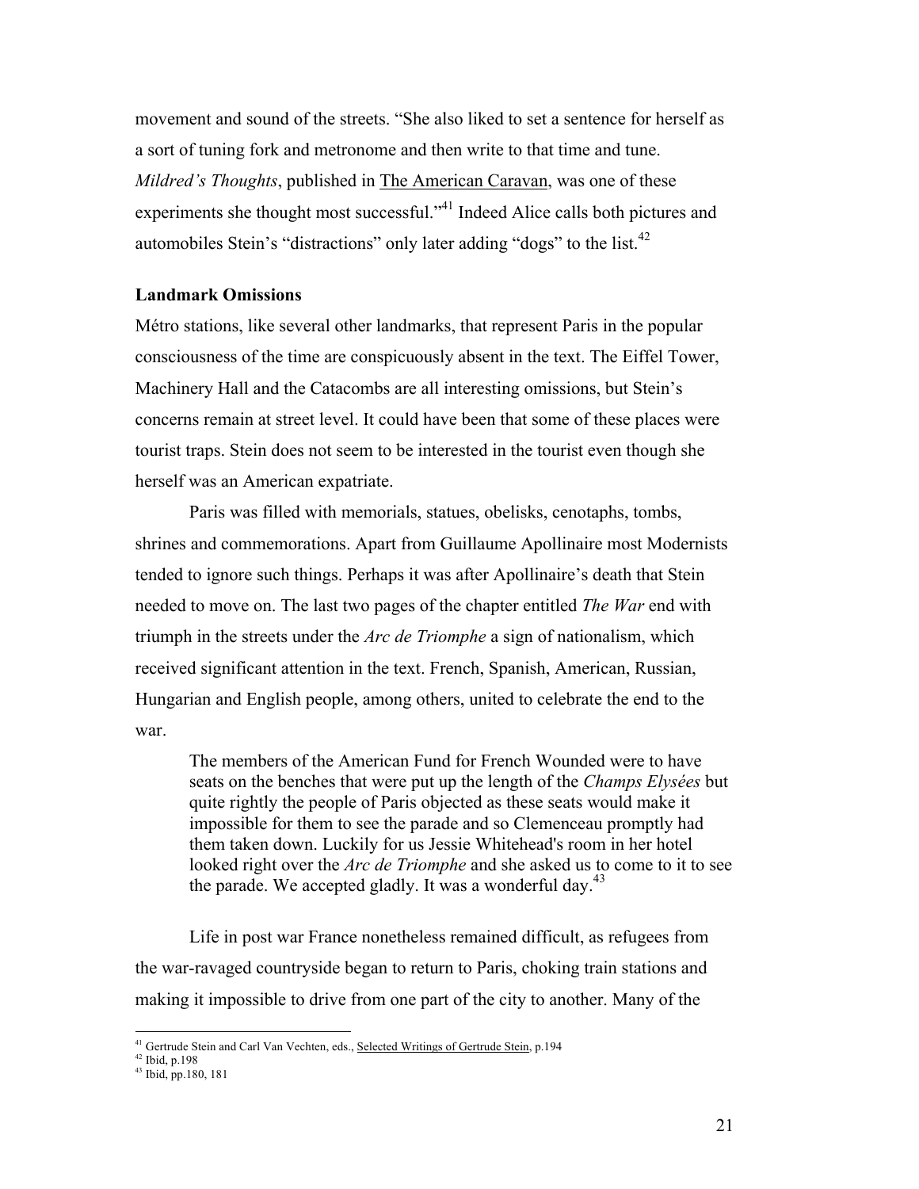movement and sound of the streets. "She also liked to set a sentence for herself as a sort of tuning fork and metronome and then write to that time and tune. *Mildred's Thoughts*, published in The American Caravan, was one of these experiments she thought most successful."[41] Indeed Alice calls both pictures and automobiles Stein's "distractions" only later adding "dogs" to the list.[42]

### Landmark Omissions

Métro stations, like several other landmarks, that represent Paris in the popular consciousness of the time are conspicuously absent in the text. The Eiffel Tower, Machinery Hall and the Catacombs are all interesting omissions, but Stein's concerns remain at street level. It could have been that some of these places were tourist traps. Stein does not seem to be interested in the tourist even though she herself was an American expatriate.

Paris was filled with memorials, statues, obelisks, cenotaphs, tombs, shrines and commemorations. Apart from Guillaume Apollinaire most Modernists tended to ignore such things. Perhaps it was after Apollinaire's death that Stein needed to move on. The last two pages of the chapter entitled *The War* end with triumph in the streets under the *Arc de Triomphe* a sign of nationalism, which received significant attention in the text. French, Spanish, American, Russian, Hungarian and English people, among others, united to celebrate the end to the war.

> The members of the American Fund for French Wounded were to have seats on the benches that were put up the length of the *Champs Elysées* but quite rightly the people of Paris objected as these seats would make it impossible for them to see the parade and so Clemenceau promptly had them taken down. Luckily for us Jessie Whitehead's room in her hotel looked right over the *Arc de Triomphe* and she asked us to come to it to see the parade. We accepted gladly. It was a wonderful day.[43]

Life in post war France nonetheless remained difficult, as refugees from the war-ravaged countryside began to return to Paris, choking train stations and making it impossible to drive from one part of the city to another. Many of the

---

[41] Gertrude Stein and Carl Van Vechten, eds., Selected Writings of Gertrude Stein, p.194
[42] Ibid, p.198
[43] Ibid, pp.180, 181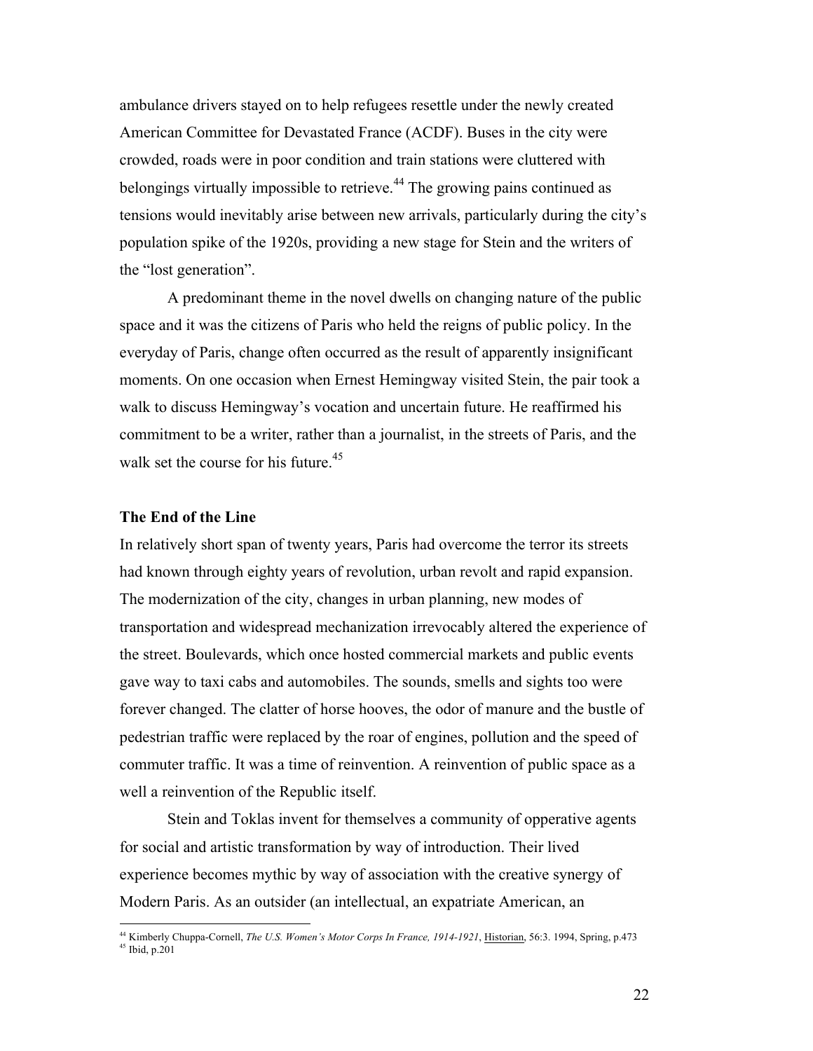ambulance drivers stayed on to help refugees resettle under the newly created American Committee for Devastated France (ACDF). Buses in the city were crowded, roads were in poor condition and train stations were cluttered with belongings virtually impossible to retrieve.[44] The growing pains continued as tensions would inevitably arise between new arrivals, particularly during the city's population spike of the 1920s, providing a new stage for Stein and the writers of the "lost generation".

A predominant theme in the novel dwells on changing nature of the public space and it was the citizens of Paris who held the reigns of public policy. In the everyday of Paris, change often occurred as the result of apparently insignificant moments. On one occasion when Ernest Hemingway visited Stein, the pair took a walk to discuss Hemingway's vocation and uncertain future. He reaffirmed his commitment to be a writer, rather than a journalist, in the streets of Paris, and the walk set the course for his future.[45]

**The End of the Line**

In relatively short span of twenty years, Paris had overcome the terror its streets had known through eighty years of revolution, urban revolt and rapid expansion. The modernization of the city, changes in urban planning, new modes of transportation and widespread mechanization irrevocably altered the experience of the street. Boulevards, which once hosted commercial markets and public events gave way to taxi cabs and automobiles. The sounds, smells and sights too were forever changed. The clatter of horse hooves, the odor of manure and the bustle of pedestrian traffic were replaced by the roar of engines, pollution and the speed of commuter traffic. It was a time of reinvention. A reinvention of public space as a well a reinvention of the Republic itself.

Stein and Toklas invent for themselves a community of opperative agents for social and artistic transformation by way of introduction. Their lived experience becomes mythic by way of association with the creative synergy of Modern Paris. As an outsider (an intellectual, an expatriate American, an

[44] Kimberly Chuppa-Cornell, *The U.S. Women's Motor Corps In France, 1914-1921*, Historian, 56:3. 1994, Spring, p.473

[45] Ibid, p.201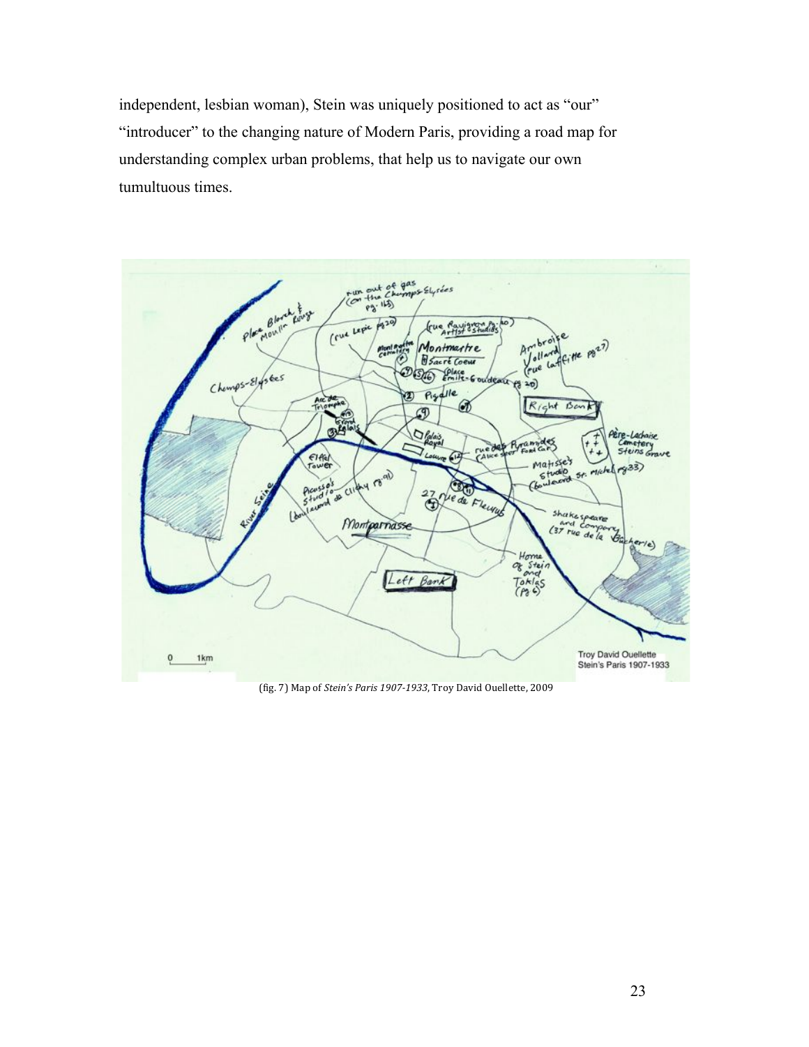independent, lesbian woman), Stein was uniquely positioned to act as "our" "introducer" to the changing nature of Modern Paris, providing a road map for understanding complex urban problems, that help us to navigate our own tumultuous times.

(fig. 7) Map of *Stein's Paris 1907-1933*, Troy David Ouellette, 2009